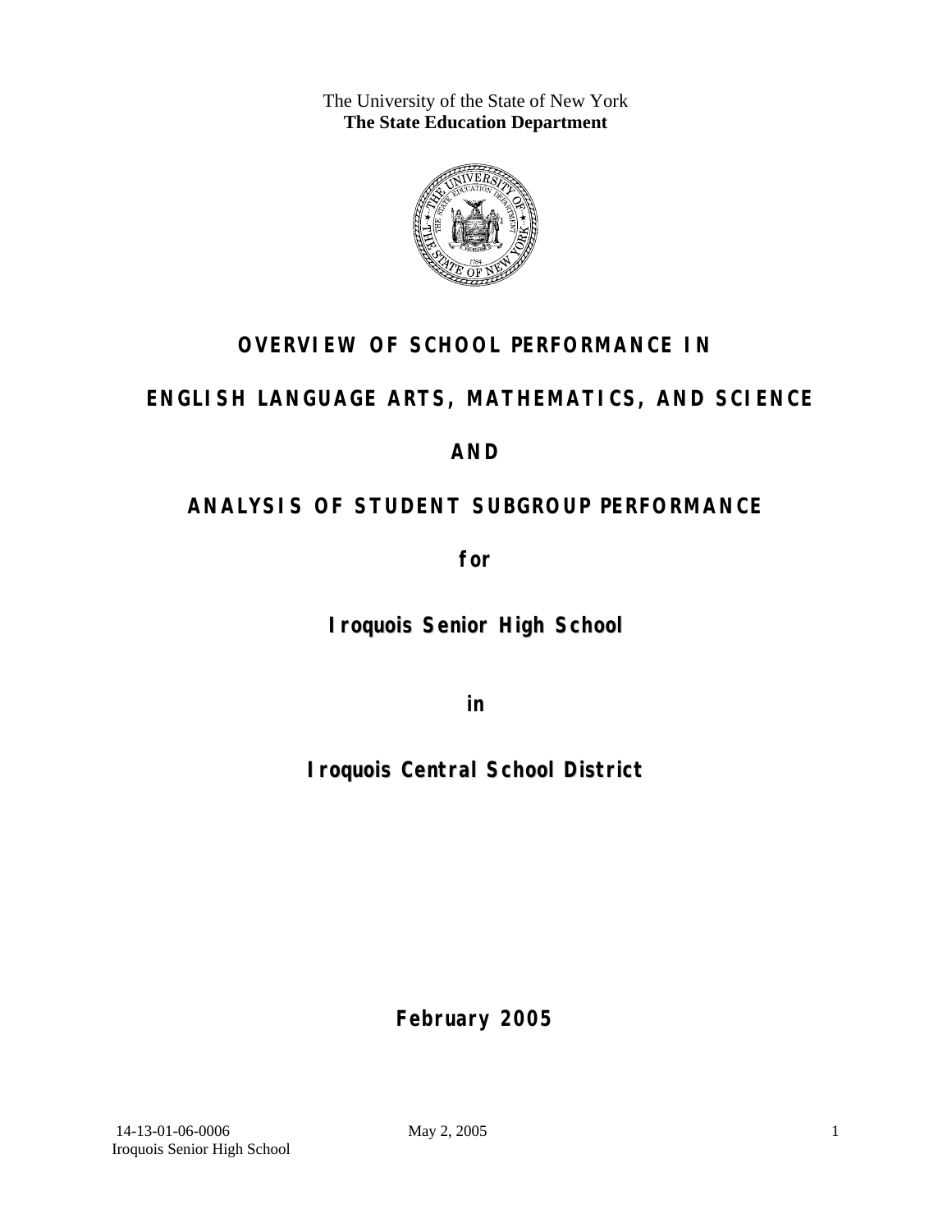The University of the State of New York
**The State Education Department**

# OVERVIEW OF SCHOOL PERFORMANCE IN

# ENGLISH LANGUAGE ARTS, MATHEMATICS, AND SCIENCE

# AND

# ANALYSIS OF STUDENT SUBGROUP PERFORMANCE

**for**

## Iroquois Senior High School

**in**

## Iroquois Central School District

**February 2005**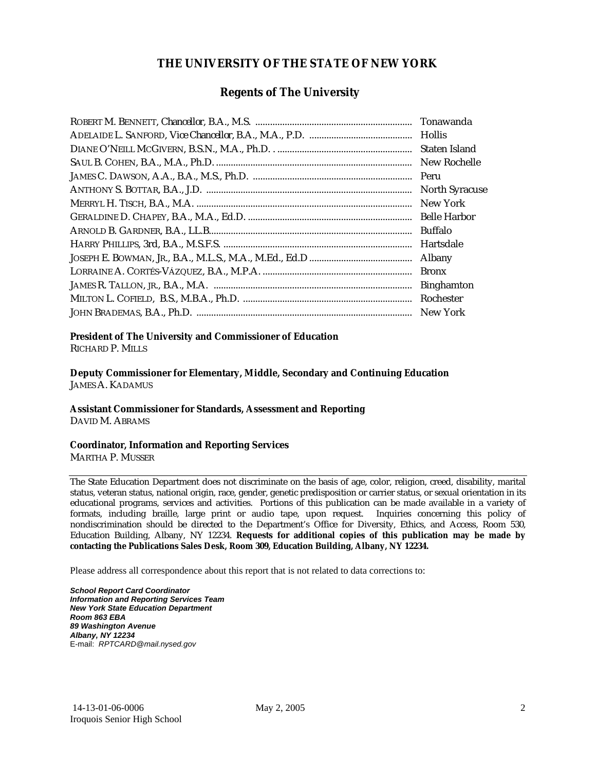# THE UNIVERSITY OF THE STATE OF NEW YORK

## Regents of The University

| | |
|---|---|
| ROBERT M. BENNETT, *Chancellor*, B.A., M.S. | Tonawanda |
| ADELAIDE L. SANFORD, *Vice Chancellor*, B.A., M.A., P.D. | Hollis |
| DIANE O'NEILL MCGIVERN, B.S.N., M.A., Ph.D. | Staten Island |
| SAUL B. COHEN, B.A., M.A., Ph.D. | New Rochelle |
| JAMES C. DAWSON, A.A., B.A., M.S., Ph.D. | Peru |
| ANTHONY S. BOTTAR, B.A., J.D. | North Syracuse |
| MERRYL H. TISCH, B.A., M.A. | New York |
| GERALDINE D. CHAPEY, B.A., M.A., Ed.D. | Belle Harbor |
| ARNOLD B. GARDNER, B.A., LL.B. | Buffalo |
| HARRY PHILLIPS, 3rd, B.A., M.S.F.S. | Hartsdale |
| JOSEPH E. BOWMAN, JR., B.A., M.L.S., M.A., M.Ed., Ed.D | Albany |
| LORRAINE A. CORTÉS-VÁZQUEZ, B.A., M.P.A. | Bronx |
| JAMES R. TALLON, JR., B.A., M.A. | Binghamton |
| MILTON L. COFIELD, B.S., M.B.A., Ph.D. | Rochester |
| JOHN BRADEMAS, B.A., Ph.D. | New York |

**President of The University and Commissioner of Education**
RICHARD P. MILLS

**Deputy Commissioner for Elementary, Middle, Secondary and Continuing Education**
JAMES A. KADAMUS

**Assistant Commissioner for Standards, Assessment and Reporting**
DAVID M. ABRAMS

**Coordinator, Information and Reporting Services**
MARTHA P. MUSSER

---

The State Education Department does not discriminate on the basis of age, color, religion, creed, disability, marital status, veteran status, national origin, race, gender, genetic predisposition or carrier status, or sexual orientation in its educational programs, services and activities. Portions of this publication can be made available in a variety of formats, including braille, large print or audio tape, upon request. Inquiries concerning this policy of nondiscrimination should be directed to the Department's Office for Diversity, Ethics, and Access, Room 530, Education Building, Albany, NY 12234. **Requests for additional copies of this publication may be made by contacting the Publications Sales Desk, Room 309, Education Building, Albany, NY 12234.**

Please address all correspondence about this report that is not related to data corrections to:

***School Report Card Coordinator***
***Information and Reporting Services Team***
***New York State Education Department***
***Room 863 EBA***
***89 Washington Avenue***
***Albany, NY 12234***
E-mail: *RPTCARD@mail.nysed.gov*

14-13-01-06-0006 May 2, 2005
Iroquois Senior High School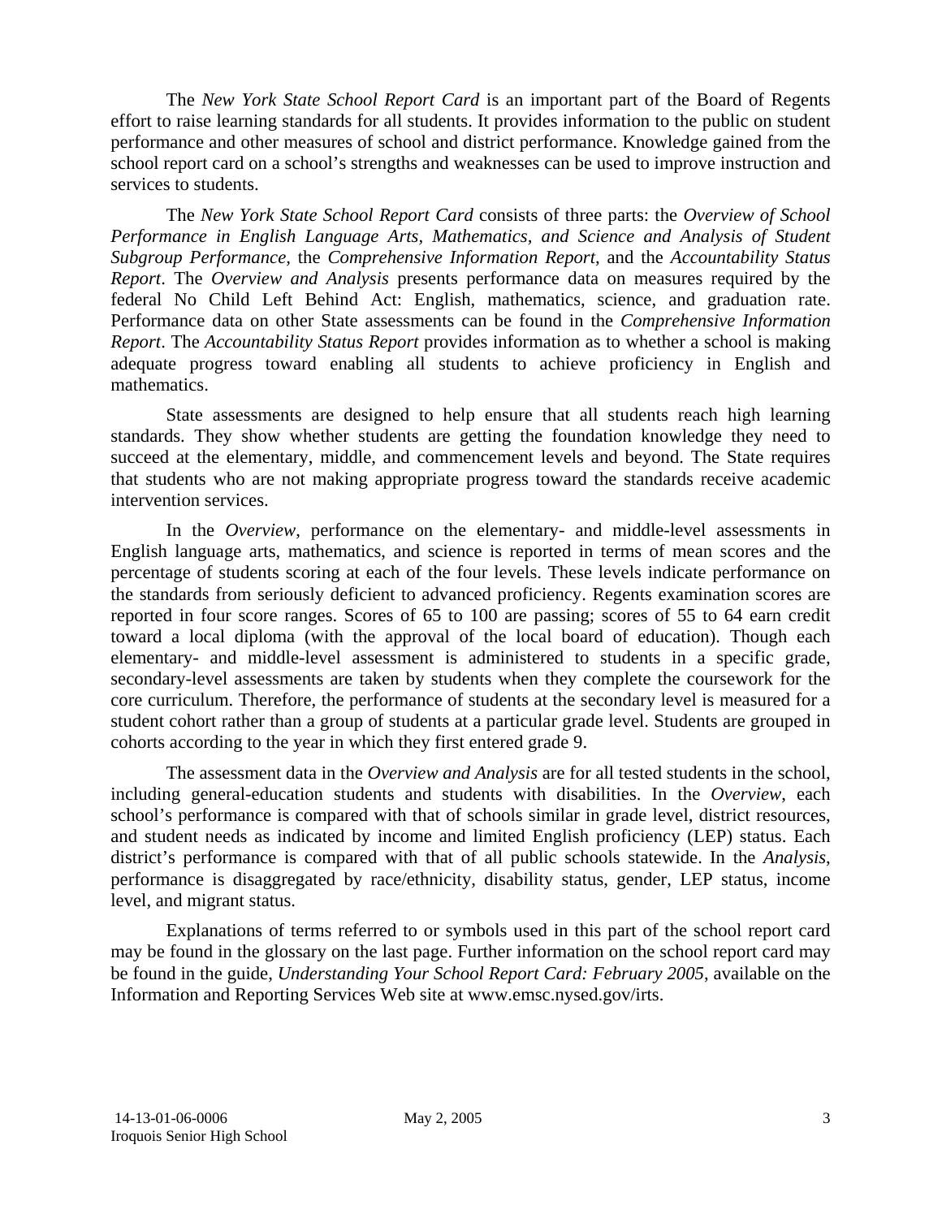The *New York State School Report Card* is an important part of the Board of Regents effort to raise learning standards for all students. It provides information to the public on student performance and other measures of school and district performance. Knowledge gained from the school report card on a school's strengths and weaknesses can be used to improve instruction and services to students.

The *New York State School Report Card* consists of three parts: the *Overview of School Performance in English Language Arts, Mathematics, and Science and Analysis of Student Subgroup Performance*, the *Comprehensive Information Report*, and the *Accountability Status Report*. The *Overview and Analysis* presents performance data on measures required by the federal No Child Left Behind Act: English, mathematics, science, and graduation rate. Performance data on other State assessments can be found in the *Comprehensive Information Report*. The *Accountability Status Report* provides information as to whether a school is making adequate progress toward enabling all students to achieve proficiency in English and mathematics.

State assessments are designed to help ensure that all students reach high learning standards. They show whether students are getting the foundation knowledge they need to succeed at the elementary, middle, and commencement levels and beyond. The State requires that students who are not making appropriate progress toward the standards receive academic intervention services.

In the *Overview*, performance on the elementary- and middle-level assessments in English language arts, mathematics, and science is reported in terms of mean scores and the percentage of students scoring at each of the four levels. These levels indicate performance on the standards from seriously deficient to advanced proficiency. Regents examination scores are reported in four score ranges. Scores of 65 to 100 are passing; scores of 55 to 64 earn credit toward a local diploma (with the approval of the local board of education). Though each elementary- and middle-level assessment is administered to students in a specific grade, secondary-level assessments are taken by students when they complete the coursework for the core curriculum. Therefore, the performance of students at the secondary level is measured for a student cohort rather than a group of students at a particular grade level. Students are grouped in cohorts according to the year in which they first entered grade 9.

The assessment data in the *Overview and Analysis* are for all tested students in the school, including general-education students and students with disabilities. In the *Overview*, each school's performance is compared with that of schools similar in grade level, district resources, and student needs as indicated by income and limited English proficiency (LEP) status. Each district's performance is compared with that of all public schools statewide. In the *Analysis*, performance is disaggregated by race/ethnicity, disability status, gender, LEP status, income level, and migrant status.

Explanations of terms referred to or symbols used in this part of the school report card may be found in the glossary on the last page. Further information on the school report card may be found in the guide, *Understanding Your School Report Card: February 2005*, available on the Information and Reporting Services Web site at www.emsc.nysed.gov/irts.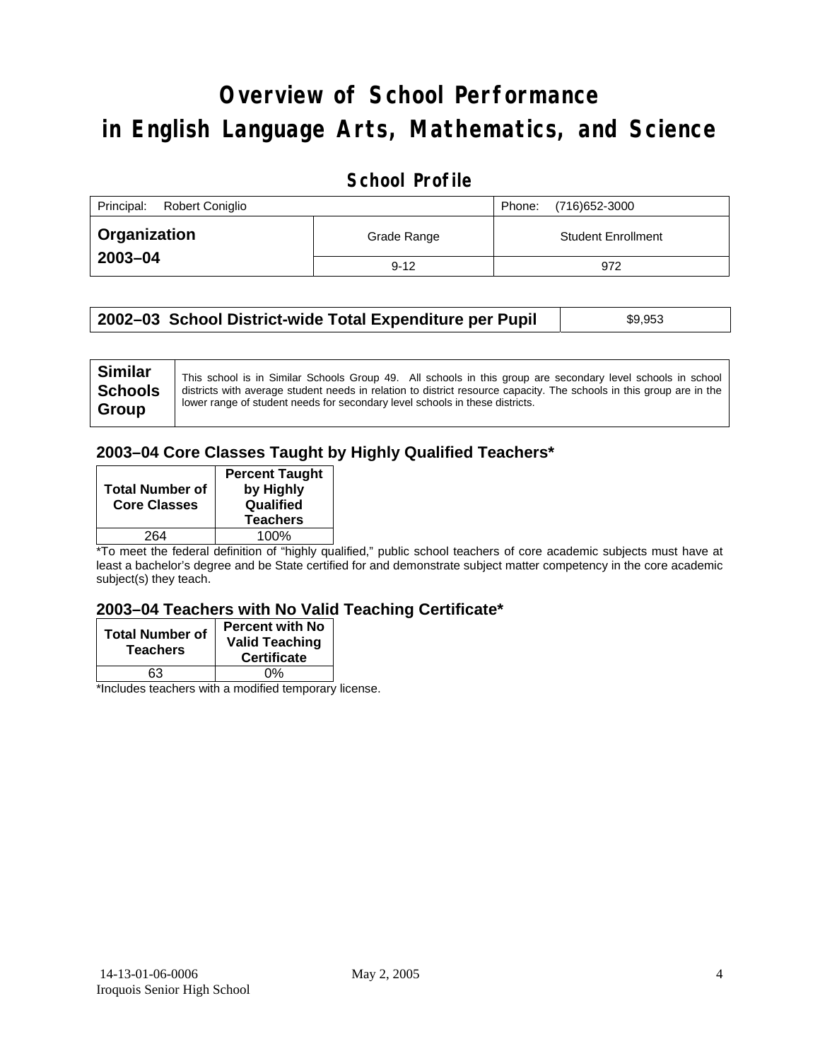# Overview of School Performance in English Language Arts, Mathematics, and Science

## School Profile

| Principal: Robert Coniglio | | Phone: (716)652-3000 |
|---|---|---|
| **Organization 2003–04** | Grade Range | Student Enrollment |
| | 9-12 | 972 |

| **2002–03 School District-wide Total Expenditure per Pupil** | $9,953 |
|---|---|

| **Similar Schools Group** | This school is in Similar Schools Group 49. All schools in this group are secondary level schools in school districts with average student needs in relation to district resource capacity. The schools in this group are in the lower range of student needs for secondary level schools in these districts. |
|---|---|

### 2003–04 Core Classes Taught by Highly Qualified Teachers*

| Total Number of Core Classes | Percent Taught by Highly Qualified Teachers |
|---|---|
| 264 | 100% |

*To meet the federal definition of "highly qualified," public school teachers of core academic subjects must have at least a bachelor's degree and be State certified for and demonstrate subject matter competency in the core academic subject(s) they teach.

### 2003–04 Teachers with No Valid Teaching Certificate*

| Total Number of Teachers | Percent with No Valid Teaching Certificate |
|---|---|
| 63 | 0% |

*Includes teachers with a modified temporary license.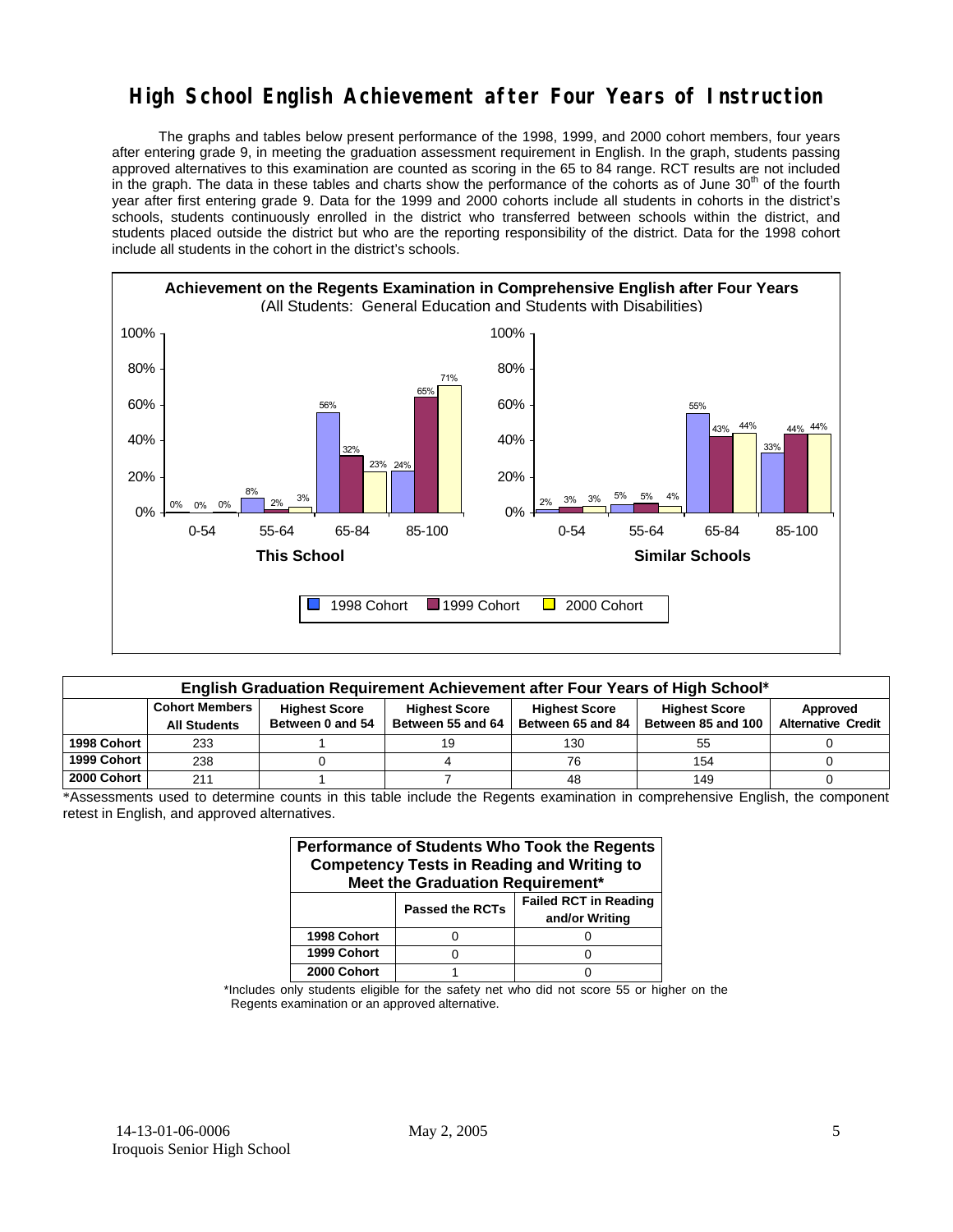# High School English Achievement after Four Years of Instruction

The graphs and tables below present performance of the 1998, 1999, and 2000 cohort members, four years after entering grade 9, in meeting the graduation assessment requirement in English. In the graph, students passing approved alternatives to this examination are counted as scoring in the 65 to 84 range. RCT results are not included in the graph. The data in these tables and charts show the performance of the cohorts as of June 30th of the fourth year after first entering grade 9. Data for the 1999 and 2000 cohorts include all students in cohorts in the district's schools, students continuously enrolled in the district who transferred between schools within the district, and students placed outside the district but who are the reporting responsibility of the district. Data for the 1998 cohort include all students in the cohort in the district's schools.

**Achievement on the Regents Examination in Comprehensive English after Four Years**
(All Students: General Education and Students with Disabilities)

**This School**

| Score Range | 1998 Cohort | 1999 Cohort | 2000 Cohort |
|---|---|---|---|
| 0-54 | 0% | 0% | 0% |
| 55-64 | 8% | 2% | 3% |
| 65-84 | 56% | 32% | 23% |
| 85-100 | 24% | 65% | 71% |

**Similar Schools**

| Score Range | 1998 Cohort | 1999 Cohort | 2000 Cohort |
|---|---|---|---|
| 0-54 | 2% | 3% | 3% |
| 55-64 | 5% | 5% | 4% |
| 65-84 | 55% | 43% | 44% |
| 85-100 | 33% | 44% | 44% |

**English Graduation Requirement Achievement after Four Years of High School***

| | Cohort Members All Students | Highest Score Between 0 and 54 | Highest Score Between 55 and 64 | Highest Score Between 65 and 84 | Highest Score Between 85 and 100 | Approved Alternative Credit |
|---|---|---|---|---|---|---|
| 1998 Cohort | 233 | 1 | 19 | 130 | 55 | 0 |
| 1999 Cohort | 238 | 0 | 4 | 76 | 154 | 0 |
| 2000 Cohort | 211 | 1 | 7 | 48 | 149 | 0 |

*Assessments used to determine counts in this table include the Regents examination in comprehensive English, the component retest in English, and approved alternatives.

**Performance of Students Who Took the Regents Competency Tests in Reading and Writing to Meet the Graduation Requirement***

| | Passed the RCTs | Failed RCT in Reading and/or Writing |
|---|---|---|
| 1998 Cohort | 0 | 0 |
| 1999 Cohort | 0 | 0 |
| 2000 Cohort | 1 | 0 |

*Includes only students eligible for the safety net who did not score 55 or higher on the Regents examination or an approved alternative.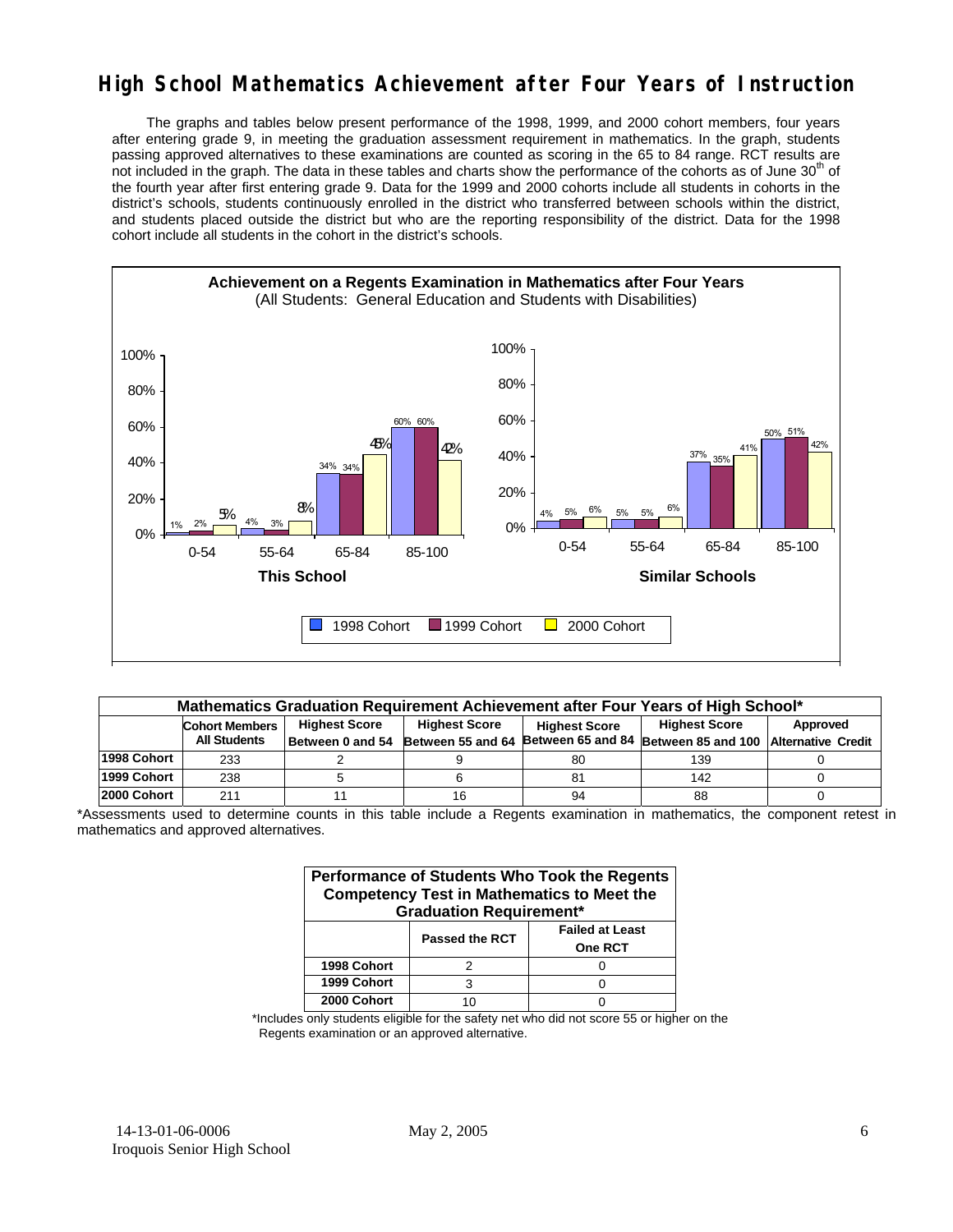# High School Mathematics Achievement after Four Years of Instruction

The graphs and tables below present performance of the 1998, 1999, and 2000 cohort members, four years after entering grade 9, in meeting the graduation assessment requirement in mathematics. In the graph, students passing approved alternatives to these examinations are counted as scoring in the 65 to 84 range. RCT results are not included in the graph. The data in these tables and charts show the performance of the cohorts as of June 30th of the fourth year after first entering grade 9. Data for the 1999 and 2000 cohorts include all students in cohorts in the district's schools, students continuously enrolled in the district who transferred between schools within the district, and students placed outside the district but who are the reporting responsibility of the district. Data for the 1998 cohort include all students in the cohort in the district's schools.

**Achievement on a Regents Examination in Mathematics after Four Years**
(All Students: General Education and Students with Disabilities)

| This School | 1998 Cohort | 1999 Cohort | 2000 Cohort |
|---|---|---|---|
| 0-54 | 1% | 2% | 5% |
| 55-64 | 4% | 3% | 8% |
| 65-84 | 34% | 34% | 45% |
| 85-100 | 60% | 60% | 42% |

| Similar Schools | 1998 Cohort | 1999 Cohort | 2000 Cohort |
|---|---|---|---|
| 0-54 | 4% | 5% | 6% |
| 55-64 | 5% | 5% | 6% |
| 65-84 | 37% | 35% | 41% |
| 85-100 | 50% | 51% | 42% |

**Mathematics Graduation Requirement Achievement after Four Years of High School***

| | Cohort Members All Students | Highest Score Between 0 and 54 | Highest Score Between 55 and 64 | Highest Score Between 65 and 84 | Highest Score Between 85 and 100 | Approved Alternative Credit |
|---|---|---|---|---|---|---|
| 1998 Cohort | 233 | 2 | 9 | 80 | 139 | 0 |
| 1999 Cohort | 238 | 5 | 6 | 81 | 142 | 0 |
| 2000 Cohort | 211 | 11 | 16 | 94 | 88 | 0 |

*Assessments used to determine counts in this table include a Regents examination in mathematics, the component retest in mathematics and approved alternatives.

**Performance of Students Who Took the Regents Competency Test in Mathematics to Meet the Graduation Requirement***

| | Passed the RCT | Failed at Least One RCT |
|---|---|---|
| 1998 Cohort | 2 | 0 |
| 1999 Cohort | 3 | 0 |
| 2000 Cohort | 10 | 0 |

*Includes only students eligible for the safety net who did not score 55 or higher on the Regents examination or an approved alternative.

14-13-01-06-0006 May 2, 2005
Iroquois Senior High School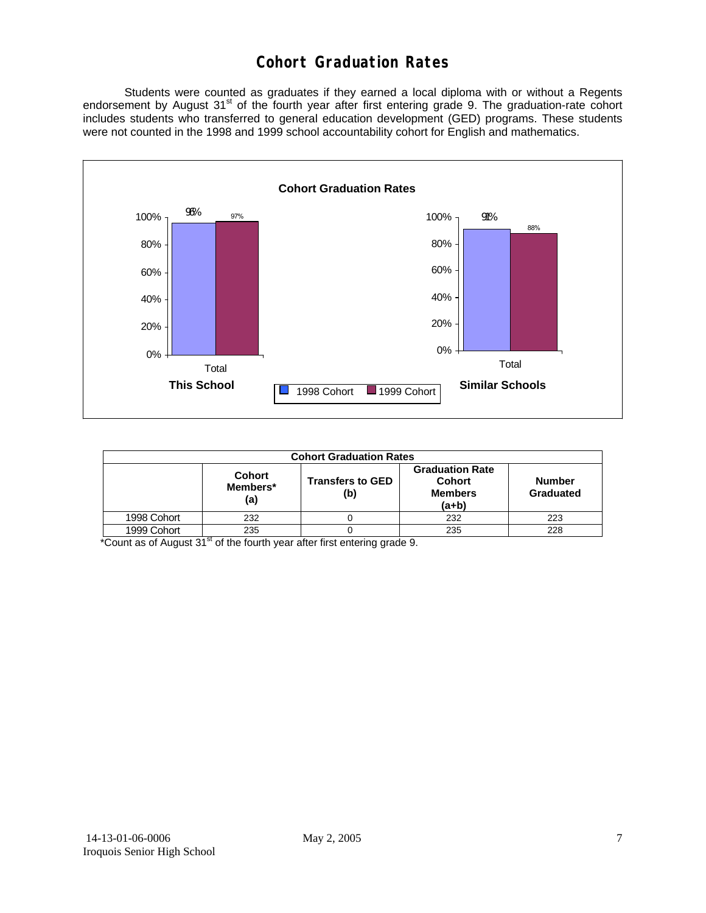# Cohort Graduation Rates

Students were counted as graduates if they earned a local diploma with or without a Regents endorsement by August 31st of the fourth year after first entering grade 9. The graduation-rate cohort includes students who transferred to general education development (GED) programs. These students were not counted in the 1998 and 1999 school accountability cohort for English and mathematics.

**Cohort Graduation Rates**

| | This School (Total) | Similar Schools (Total) |
|---|---|---|
| 1998 Cohort | 96% | 91% |
| 1999 Cohort | 97% | 88% |

| Cohort Graduation Rates | | | | |
|---|---|---|---|---|
| | Cohort Members* (a) | Transfers to GED (b) | Graduation Rate Cohort Members (a+b) | Number Graduated |
| 1998 Cohort | 232 | 0 | 232 | 223 |
| 1999 Cohort | 235 | 0 | 235 | 228 |

*Count as of August 31st of the fourth year after first entering grade 9.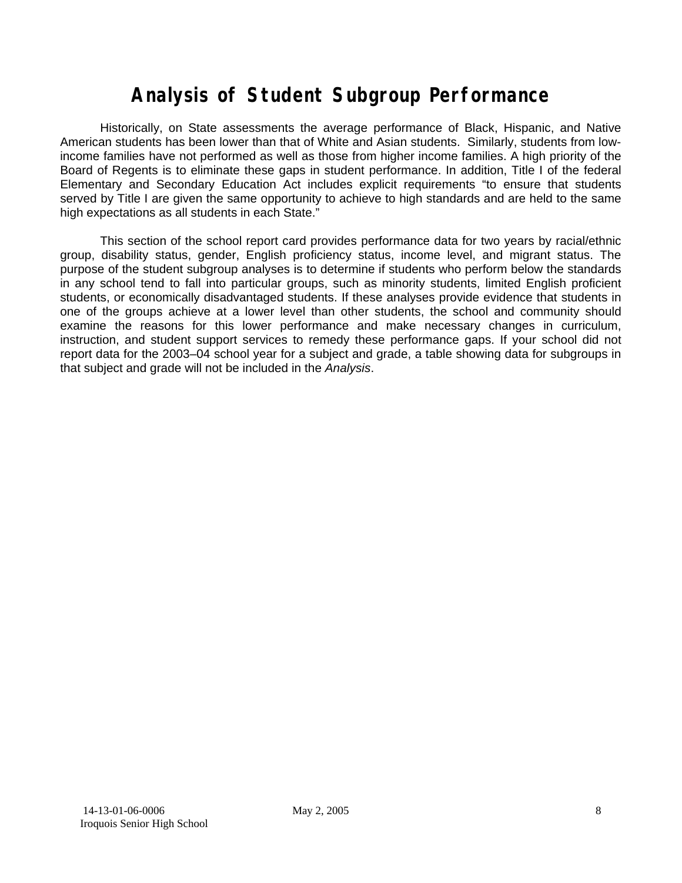# Analysis of Student Subgroup Performance

Historically, on State assessments the average performance of Black, Hispanic, and Native American students has been lower than that of White and Asian students. Similarly, students from low-income families have not performed as well as those from higher income families. A high priority of the Board of Regents is to eliminate these gaps in student performance. In addition, Title I of the federal Elementary and Secondary Education Act includes explicit requirements "to ensure that students served by Title I are given the same opportunity to achieve to high standards and are held to the same high expectations as all students in each State."

This section of the school report card provides performance data for two years by racial/ethnic group, disability status, gender, English proficiency status, income level, and migrant status. The purpose of the student subgroup analyses is to determine if students who perform below the standards in any school tend to fall into particular groups, such as minority students, limited English proficient students, or economically disadvantaged students. If these analyses provide evidence that students in one of the groups achieve at a lower level than other students, the school and community should examine the reasons for this lower performance and make necessary changes in curriculum, instruction, and student support services to remedy these performance gaps. If your school did not report data for the 2003–04 school year for a subject and grade, a table showing data for subgroups in that subject and grade will not be included in the *Analysis*.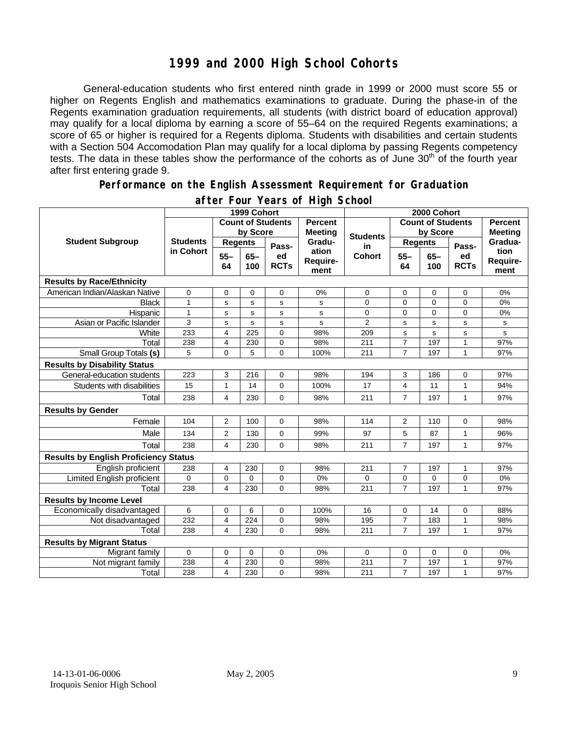# 1999 and 2000 High School Cohorts

General-education students who first entered ninth grade in 1999 or 2000 must score 55 or higher on Regents English and mathematics examinations to graduate. During the phase-in of the Regents examination graduation requirements, all students (with district board of education approval) may qualify for a local diploma by earning a score of 55–64 on the required Regents examinations; a score of 65 or higher is required for a Regents diploma. Students with disabilities and certain students with a Section 504 Accomodation Plan may qualify for a local diploma by passing Regents competency tests. The data in these tables show the performance of the cohorts as of June 30th of the fourth year after first entering grade 9.

## Performance on the English Assessment Requirement for Graduation after Four Years of High School

| Student Subgroup | 1999 Cohort | | | | | 2000 Cohort | | | | |
|---|---|---|---|---|---|---|---|---|---|---|
| | Students in Cohort | Count of Students by Score | | | Percent Meeting Graduation Requirement | Students in Cohort | Count of Students by Score | | | Percent Meeting Graduation Requirement |
| | | Regents 55–64 | Regents 65–100 | Passed RCTs | | | Regents 55–64 | Regents 65–100 | Passed RCTs | |
| **Results by Race/Ethnicity** | | | | | | | | | | |
| American Indian/Alaskan Native | 0 | 0 | 0 | 0 | 0% | 0 | 0 | 0 | 0 | 0% |
| Black | 1 | s | s | s | s | 0 | 0 | 0 | 0 | 0% |
| Hispanic | 1 | s | s | s | s | 0 | 0 | 0 | 0 | 0% |
| Asian or Pacific Islander | 3 | s | s | s | s | 2 | s | s | s | s |
| White | 233 | 4 | 225 | 0 | 98% | 209 | s | s | s | s |
| Total | 238 | 4 | 230 | 0 | 98% | 211 | 7 | 197 | 1 | 97% |
| Small Group Totals **(s)** | 5 | 0 | 5 | 0 | 100% | 211 | 7 | 197 | 1 | 97% |
| **Results by Disability Status** | | | | | | | | | | |
| General-education students | 223 | 3 | 216 | 0 | 98% | 194 | 3 | 186 | 0 | 97% |
| Students with disabilities | 15 | 1 | 14 | 0 | 100% | 17 | 4 | 11 | 1 | 94% |
| Total | 238 | 4 | 230 | 0 | 98% | 211 | 7 | 197 | 1 | 97% |
| **Results by Gender** | | | | | | | | | | |
| Female | 104 | 2 | 100 | 0 | 98% | 114 | 2 | 110 | 0 | 98% |
| Male | 134 | 2 | 130 | 0 | 99% | 97 | 5 | 87 | 1 | 96% |
| Total | 238 | 4 | 230 | 0 | 98% | 211 | 7 | 197 | 1 | 97% |
| **Results by English Proficiency Status** | | | | | | | | | | |
| English proficient | 238 | 4 | 230 | 0 | 98% | 211 | 7 | 197 | 1 | 97% |
| Limited English proficient | 0 | 0 | 0 | 0 | 0% | 0 | 0 | 0 | 0 | 0% |
| Total | 238 | 4 | 230 | 0 | 98% | 211 | 7 | 197 | 1 | 97% |
| **Results by Income Level** | | | | | | | | | | |
| Economically disadvantaged | 6 | 0 | 6 | 0 | 100% | 16 | 0 | 14 | 0 | 88% |
| Not disadvantaged | 232 | 4 | 224 | 0 | 98% | 195 | 7 | 183 | 1 | 98% |
| Total | 238 | 4 | 230 | 0 | 98% | 211 | 7 | 197 | 1 | 97% |
| **Results by Migrant Status** | | | | | | | | | | |
| Migrant family | 0 | 0 | 0 | 0 | 0% | 0 | 0 | 0 | 0 | 0% |
| Not migrant family | 238 | 4 | 230 | 0 | 98% | 211 | 7 | 197 | 1 | 97% |
| Total | 238 | 4 | 230 | 0 | 98% | 211 | 7 | 197 | 1 | 97% |

14-13-01-06-0006 May 2, 2005
Iroquois Senior High School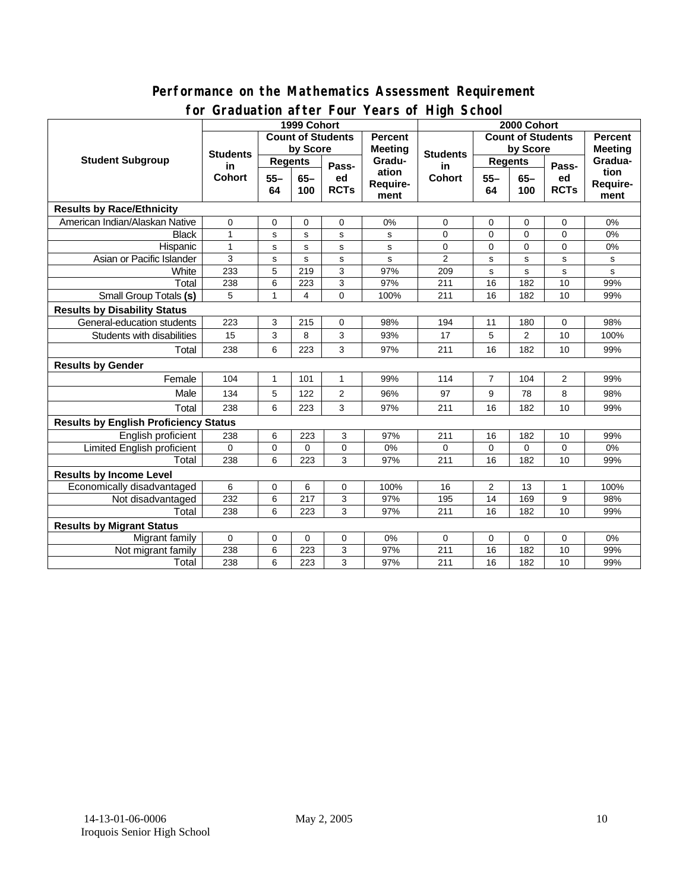## Performance on the Mathematics Assessment Requirement for Graduation after Four Years of High School

| Student Subgroup | 1999 Cohort | | | | | 2000 Cohort | | | | |
|---|---|---|---|---|---|---|---|---|---|---|
| | Students in Cohort | Count of Students by Score | | | Percent Meeting Graduation Requirement | Students in Cohort | Count of Students by Score | | | Percent Meeting Graduation Requirement |
| | | Regents | | Passed RCTs | | | Regents | | Passed RCTs | |
| | | 55–64 | 65–100 | | | | 55–64 | 65–100 | | |
| **Results by Race/Ethnicity** | | | | | | | | | | |
| American Indian/Alaskan Native | 0 | 0 | 0 | 0 | 0% | 0 | 0 | 0 | 0 | 0% |
| Black | 1 | s | s | s | s | 0 | 0 | 0 | 0 | 0% |
| Hispanic | 1 | s | s | s | s | 0 | 0 | 0 | 0 | 0% |
| Asian or Pacific Islander | 3 | s | s | s | s | 2 | s | s | s | s |
| White | 233 | 5 | 219 | 3 | 97% | 209 | s | s | s | s |
| Total | 238 | 6 | 223 | 3 | 97% | 211 | 16 | 182 | 10 | 99% |
| Small Group Totals **(s)** | 5 | 1 | 4 | 0 | 100% | 211 | 16 | 182 | 10 | 99% |
| **Results by Disability Status** | | | | | | | | | | |
| General-education students | 223 | 3 | 215 | 0 | 98% | 194 | 11 | 180 | 0 | 98% |
| Students with disabilities | 15 | 3 | 8 | 3 | 93% | 17 | 5 | 2 | 10 | 100% |
| Total | 238 | 6 | 223 | 3 | 97% | 211 | 16 | 182 | 10 | 99% |
| **Results by Gender** | | | | | | | | | | |
| Female | 104 | 1 | 101 | 1 | 99% | 114 | 7 | 104 | 2 | 99% |
| Male | 134 | 5 | 122 | 2 | 96% | 97 | 9 | 78 | 8 | 98% |
| Total | 238 | 6 | 223 | 3 | 97% | 211 | 16 | 182 | 10 | 99% |
| **Results by English Proficiency Status** | | | | | | | | | | |
| English proficient | 238 | 6 | 223 | 3 | 97% | 211 | 16 | 182 | 10 | 99% |
| Limited English proficient | 0 | 0 | 0 | 0 | 0% | 0 | 0 | 0 | 0 | 0% |
| Total | 238 | 6 | 223 | 3 | 97% | 211 | 16 | 182 | 10 | 99% |
| **Results by Income Level** | | | | | | | | | | |
| Economically disadvantaged | 6 | 0 | 6 | 0 | 100% | 16 | 2 | 13 | 1 | 100% |
| Not disadvantaged | 232 | 6 | 217 | 3 | 97% | 195 | 14 | 169 | 9 | 98% |
| Total | 238 | 6 | 223 | 3 | 97% | 211 | 16 | 182 | 10 | 99% |
| **Results by Migrant Status** | | | | | | | | | | |
| Migrant family | 0 | 0 | 0 | 0 | 0% | 0 | 0 | 0 | 0 | 0% |
| Not migrant family | 238 | 6 | 223 | 3 | 97% | 211 | 16 | 182 | 10 | 99% |
| Total | 238 | 6 | 223 | 3 | 97% | 211 | 16 | 182 | 10 | 99% |

14-13-01-06-0006
Iroquois Senior High School

May 2, 2005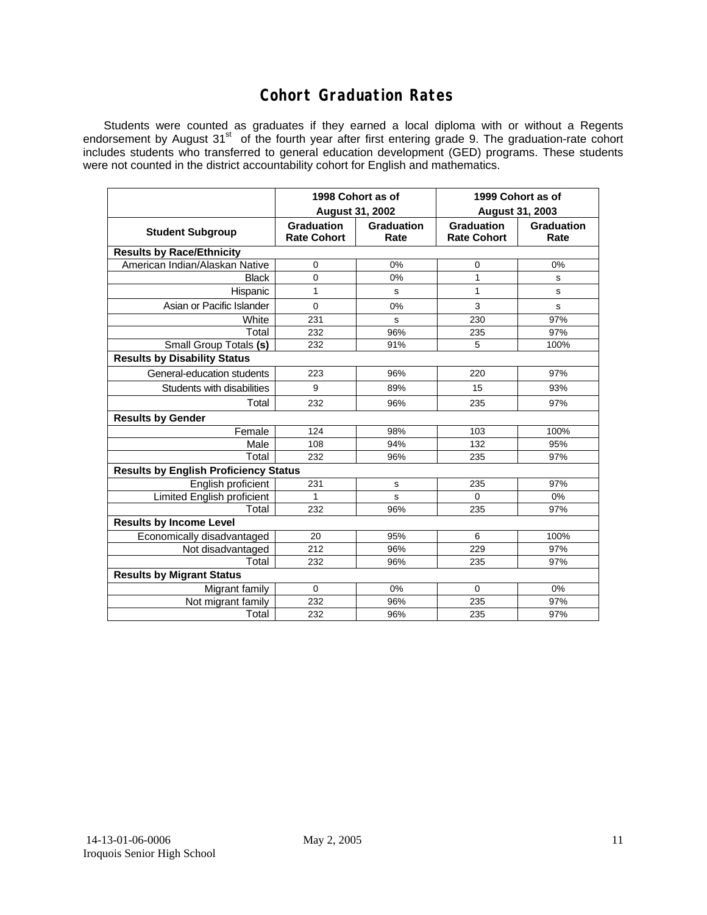# Cohort Graduation Rates

Students were counted as graduates if they earned a local diploma with or without a Regents endorsement by August 31st of the fourth year after first entering grade 9. The graduation-rate cohort includes students who transferred to general education development (GED) programs. These students were not counted in the district accountability cohort for English and mathematics.

| | 1998 Cohort as of August 31, 2002 | | 1999 Cohort as of August 31, 2003 | |
|---|---|---|---|---|
| **Student Subgroup** | **Graduation Rate Cohort** | **Graduation Rate** | **Graduation Rate Cohort** | **Graduation Rate** |
| **Results by Race/Ethnicity** | | | | |
| American Indian/Alaskan Native | 0 | 0% | 0 | 0% |
| Black | 0 | 0% | 1 | s |
| Hispanic | 1 | s | 1 | s |
| Asian or Pacific Islander | 0 | 0% | 3 | s |
| White | 231 | s | 230 | 97% |
| Total | 232 | 96% | 235 | 97% |
| Small Group Totals **(s)** | 232 | 91% | 5 | 100% |
| **Results by Disability Status** | | | | |
| General-education students | 223 | 96% | 220 | 97% |
| Students with disabilities | 9 | 89% | 15 | 93% |
| Total | 232 | 96% | 235 | 97% |
| **Results by Gender** | | | | |
| Female | 124 | 98% | 103 | 100% |
| Male | 108 | 94% | 132 | 95% |
| Total | 232 | 96% | 235 | 97% |
| **Results by English Proficiency Status** | | | | |
| English proficient | 231 | s | 235 | 97% |
| Limited English proficient | 1 | s | 0 | 0% |
| Total | 232 | 96% | 235 | 97% |
| **Results by Income Level** | | | | |
| Economically disadvantaged | 20 | 95% | 6 | 100% |
| Not disadvantaged | 212 | 96% | 229 | 97% |
| Total | 232 | 96% | 235 | 97% |
| **Results by Migrant Status** | | | | |
| Migrant family | 0 | 0% | 0 | 0% |
| Not migrant family | 232 | 96% | 235 | 97% |
| Total | 232 | 96% | 235 | 97% |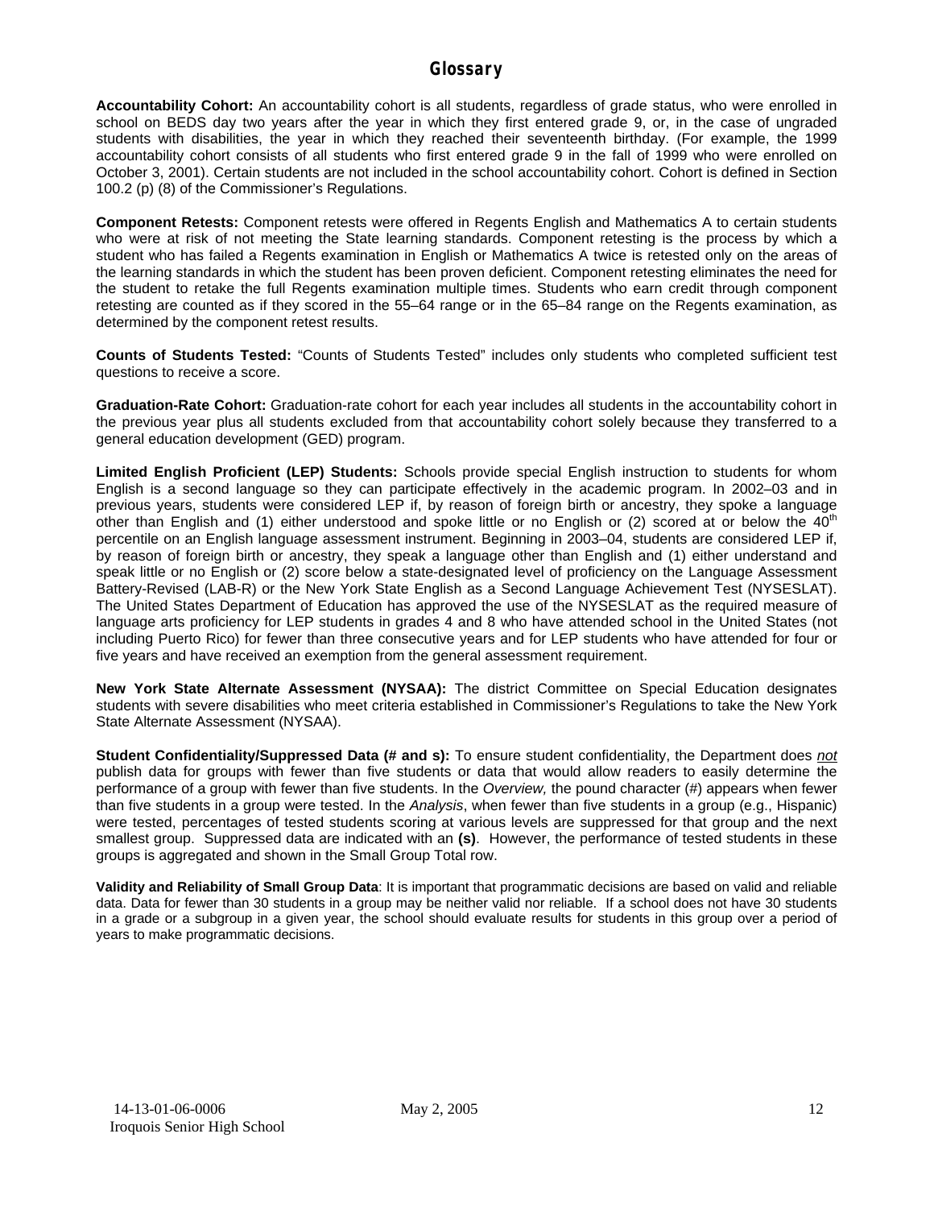# Glossary

**Accountability Cohort:** An accountability cohort is all students, regardless of grade status, who were enrolled in school on BEDS day two years after the year in which they first entered grade 9, or, in the case of ungraded students with disabilities, the year in which they reached their seventeenth birthday. (For example, the 1999 accountability cohort consists of all students who first entered grade 9 in the fall of 1999 who were enrolled on October 3, 2001). Certain students are not included in the school accountability cohort. Cohort is defined in Section 100.2 (p) (8) of the Commissioner's Regulations.

**Component Retests:** Component retests were offered in Regents English and Mathematics A to certain students who were at risk of not meeting the State learning standards. Component retesting is the process by which a student who has failed a Regents examination in English or Mathematics A twice is retested only on the areas of the learning standards in which the student has been proven deficient. Component retesting eliminates the need for the student to retake the full Regents examination multiple times. Students who earn credit through component retesting are counted as if they scored in the 55–64 range or in the 65–84 range on the Regents examination, as determined by the component retest results.

**Counts of Students Tested:** "Counts of Students Tested" includes only students who completed sufficient test questions to receive a score.

**Graduation-Rate Cohort:** Graduation-rate cohort for each year includes all students in the accountability cohort in the previous year plus all students excluded from that accountability cohort solely because they transferred to a general education development (GED) program.

**Limited English Proficient (LEP) Students:** Schools provide special English instruction to students for whom English is a second language so they can participate effectively in the academic program. In 2002–03 and in previous years, students were considered LEP if, by reason of foreign birth or ancestry, they spoke a language other than English and (1) either understood and spoke little or no English or (2) scored at or below the 40th percentile on an English language assessment instrument. Beginning in 2003–04, students are considered LEP if, by reason of foreign birth or ancestry, they speak a language other than English and (1) either understand and speak little or no English or (2) score below a state-designated level of proficiency on the Language Assessment Battery-Revised (LAB-R) or the New York State English as a Second Language Achievement Test (NYSESLAT). The United States Department of Education has approved the use of the NYSESLAT as the required measure of language arts proficiency for LEP students in grades 4 and 8 who have attended school in the United States (not including Puerto Rico) for fewer than three consecutive years and for LEP students who have attended for four or five years and have received an exemption from the general assessment requirement.

**New York State Alternate Assessment (NYSAA):** The district Committee on Special Education designates students with severe disabilities who meet criteria established in Commissioner's Regulations to take the New York State Alternate Assessment (NYSAA).

**Student Confidentiality/Suppressed Data (# and s):** To ensure student confidentiality, the Department does *not* publish data for groups with fewer than five students or data that would allow readers to easily determine the performance of a group with fewer than five students. In the *Overview,* the pound character (#) appears when fewer than five students in a group were tested. In the *Analysis*, when fewer than five students in a group (e.g., Hispanic) were tested, percentages of tested students scoring at various levels are suppressed for that group and the next smallest group. Suppressed data are indicated with an **(s)**. However, the performance of tested students in these groups is aggregated and shown in the Small Group Total row.

**Validity and Reliability of Small Group Data**: It is important that programmatic decisions are based on valid and reliable data. Data for fewer than 30 students in a group may be neither valid nor reliable. If a school does not have 30 students in a grade or a subgroup in a given year, the school should evaluate results for students in this group over a period of years to make programmatic decisions.